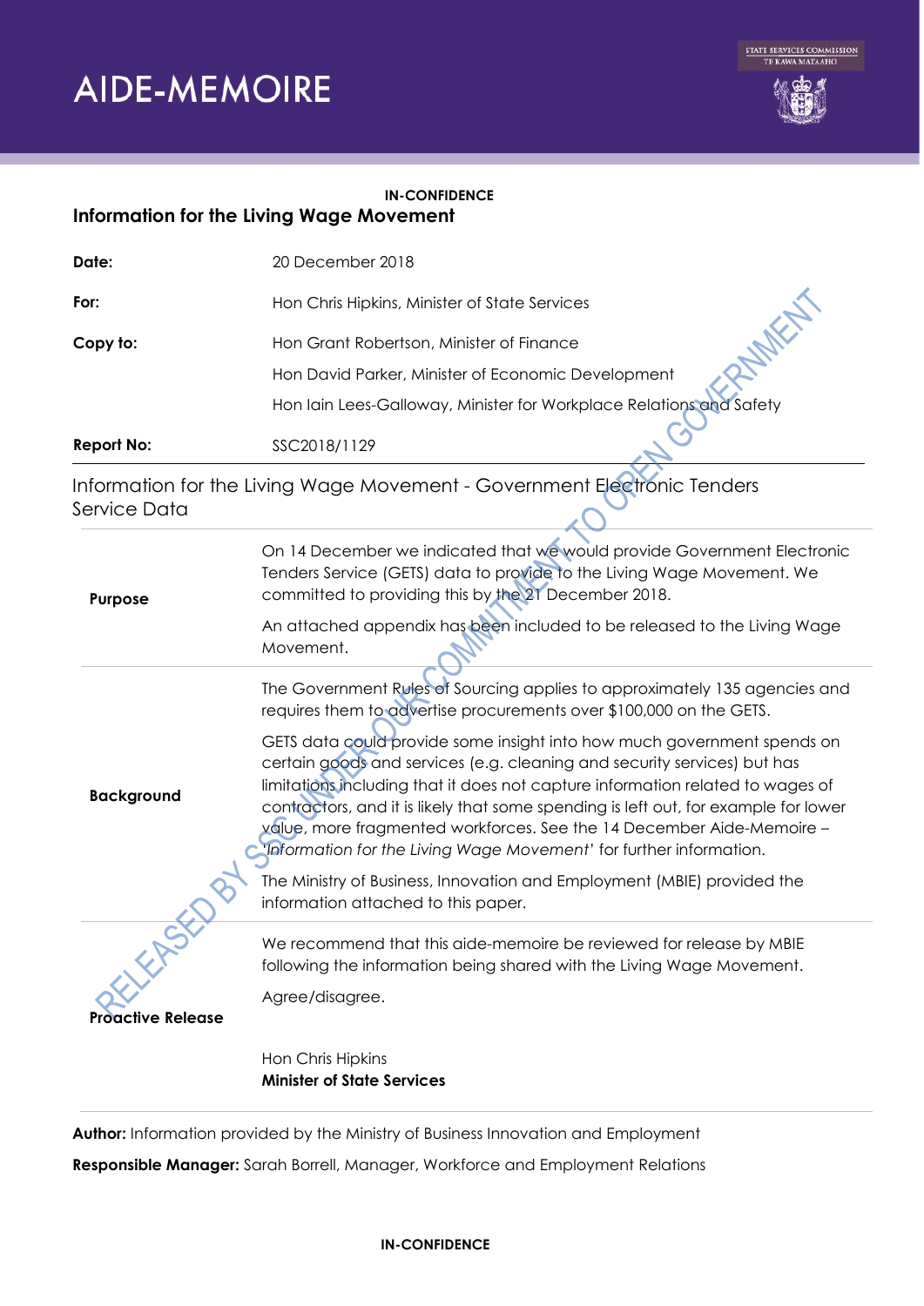# AIDE-MEMOIRE

STATE SERVICES COMMISSION
TE KAWA MATAAHO

**IN-CONFIDENCE**

## Information for the Living Wage Movement

| | |
|---|---|
| **Date:** | 20 December 2018 |
| **For:** | Hon Chris Hipkins, Minister of State Services |
| **Copy to:** | Hon Grant Robertson, Minister of Finance<br>Hon David Parker, Minister of Economic Development<br>Hon Iain Lees-Galloway, Minister for Workplace Relations and Safety |
| **Report No:** | SSC2018/1129 |

Information for the Living Wage Movement - Government Electronic Tenders Service Data

| | |
|---|---|
| **Purpose** | On 14 December we indicated that we would provide Government Electronic Tenders Service (GETS) data to provide to the Living Wage Movement. We committed to providing this by the 21 December 2018.<br><br>An attached appendix has been included to be released to the Living Wage Movement. |
| **Background** | The Government Rules of Sourcing applies to approximately 135 agencies and requires them to advertise procurements over $100,000 on the GETS.<br><br>GETS data could provide some insight into how much government spends on certain goods and services (e.g. cleaning and security services) but has limitations including that it does not capture information related to wages of contractors, and it is likely that some spending is left out, for example for lower value, more fragmented workforces. See the 14 December Aide-Memoire – '*Information for the Living Wage Movement*' for further information.<br><br>The Ministry of Business, Innovation and Employment (MBIE) provided the information attached to this paper. |
| **Proactive Release** | We recommend that this aide-memoire be reviewed for release by MBIE following the information being shared with the Living Wage Movement.<br><br>Agree/disagree.<br><br>Hon Chris Hipkins<br>**Minister of State Services** |

**Author:** Information provided by the Ministry of Business Innovation and Employment

**Responsible Manager:** Sarah Borrell, Manager, Workforce and Employment Relations

RELEASED BY SSC UNDER OUR COMMITMENT TO OPEN GOVERNMENT

**IN-CONFIDENCE**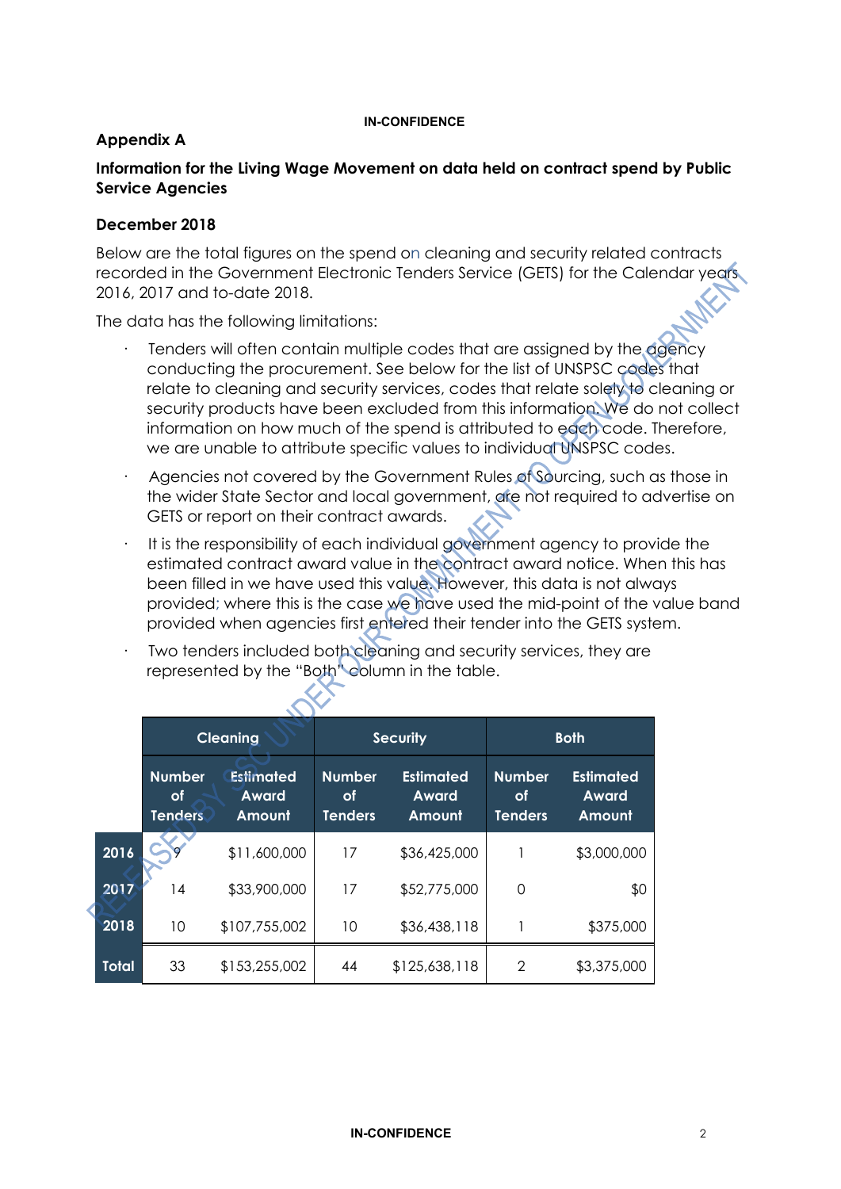**IN-CONFIDENCE**

## Appendix A

### Information for the Living Wage Movement on data held on contract spend by Public Service Agencies

### December 2018

Below are the total figures on the spend on cleaning and security related contracts recorded in the Government Electronic Tenders Service (GETS) for the Calendar years 2016, 2017 and to-date 2018.

The data has the following limitations:

- Tenders will often contain multiple codes that are assigned by the agency conducting the procurement. See below for the list of UNSPSC codes that relate to cleaning and security services, codes that relate solely to cleaning or security products have been excluded from this information. We do not collect information on how much of the spend is attributed to each code. Therefore, we are unable to attribute specific values to individual UNSPSC codes.
- Agencies not covered by the Government Rules of Sourcing, such as those in the wider State Sector and local government, are not required to advertise on GETS or report on their contract awards.
- It is the responsibility of each individual government agency to provide the estimated contract award value in the contract award notice. When this has been filled in we have used this value. However, this data is not always provided; where this is the case we have used the mid-point of the value band provided when agencies first entered their tender into the GETS system.
- Two tenders included both cleaning and security services, they are represented by the "Both" column in the table.

| | Cleaning | | Security | | Both | |
|---|---|---|---|---|---|---|
| | Number of Tenders | Estimated Award Amount | Number of Tenders | Estimated Award Amount | Number of Tenders | Estimated Award Amount |
| 2016 | 9 | $11,600,000 | 17 | $36,425,000 | 1 | $3,000,000 |
| 2017 | 14 | $33,900,000 | 17 | $52,775,000 | 0 | $0 |
| 2018 | 10 | $107,755,002 | 10 | $36,438,118 | 1 | $375,000 |
| Total | 33 | $153,255,002 | 44 | $125,638,118 | 2 | $3,375,000 |

**IN-CONFIDENCE**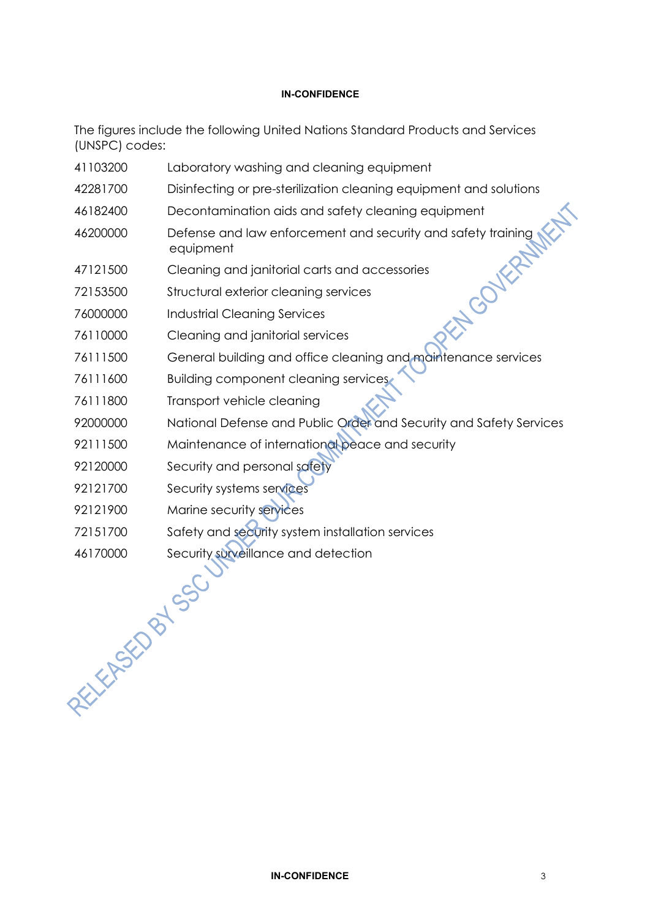The figures include the following United Nations Standard Products and Services (UNSPC) codes:

| | |
|---|---|
| 41103200 | Laboratory washing and cleaning equipment |
| 42281700 | Disinfecting or pre-sterilization cleaning equipment and solutions |
| 46182400 | Decontamination aids and safety cleaning equipment |
| 46200000 | Defense and law enforcement and security and safety training equipment |
| 47121500 | Cleaning and janitorial carts and accessories |
| 72153500 | Structural exterior cleaning services |
| 76000000 | Industrial Cleaning Services |
| 76110000 | Cleaning and janitorial services |
| 76111500 | General building and office cleaning and maintenance services |
| 76111600 | Building component cleaning services |
| 76111800 | Transport vehicle cleaning |
| 92000000 | National Defense and Public Order and Security and Safety Services |
| 92111500 | Maintenance of international peace and security |
| 92120000 | Security and personal safety |
| 92121700 | Security systems services |
| 92121900 | Marine security services |
| 72151700 | Safety and security system installation services |
| 46170000 | Security surveillance and detection |

RELEASED BY SSC UNDER OUR COMMITMENT TO OPEN GOVERNMENT